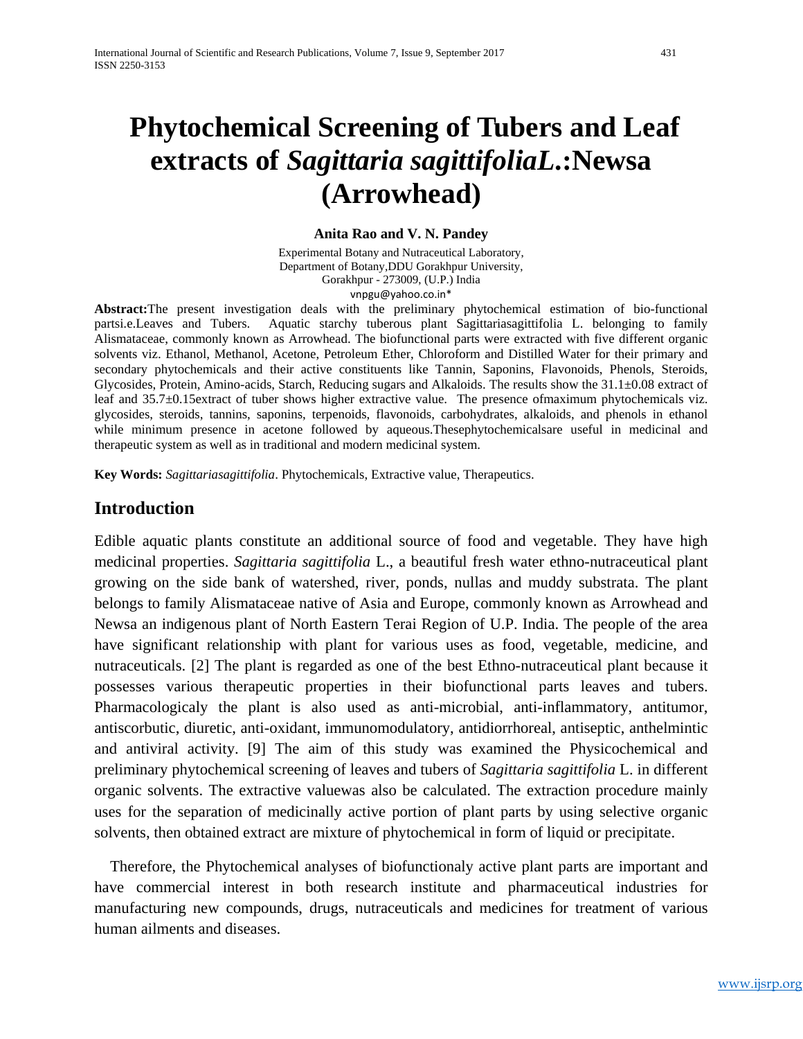# Phytochemical Screening of Tubers and Leaf extracts of *Sagittaria sagittifoliaL.*:Newsa (Arrowhead)

**Anita Rao and V. N. Pandey**

Experimental Botany and Nutraceutical Laboratory,
Department of Botany,DDU Gorakhpur University,
Gorakhpur - 273009, (U.P.) India
vnpgu@yahoo.co.in*

**Abstract:**The present investigation deals with the preliminary phytochemical estimation of bio-functional partsi.e.Leaves and Tubers. Aquatic starchy tuberous plant Sagittariasagittifolia L. belonging to family Alismataceae, commonly known as Arrowhead. The biofunctional parts were extracted with five different organic solvents viz. Ethanol, Methanol, Acetone, Petroleum Ether, Chloroform and Distilled Water for their primary and secondary phytochemicals and their active constituents like Tannin, Saponins, Flavonoids, Phenols, Steroids, Glycosides, Protein, Amino-acids, Starch, Reducing sugars and Alkaloids. The results show the 31.1±0.08 extract of leaf and 35.7±0.15extract of tuber shows higher extractive value. The presence ofmaximum phytochemicals viz. glycosides, steroids, tannins, saponins, terpenoids, flavonoids, carbohydrates, alkaloids, and phenols in ethanol while minimum presence in acetone followed by aqueous.Thesephytochemicalsare useful in medicinal and therapeutic system as well as in traditional and modern medicinal system.

**Key Words:** *Sagittariasagittifolia*. Phytochemicals, Extractive value, Therapeutics.

## Introduction

Edible aquatic plants constitute an additional source of food and vegetable. They have high medicinal properties. *Sagittaria sagittifolia* L., a beautiful fresh water ethno-nutraceutical plant growing on the side bank of watershed, river, ponds, nullas and muddy substrata. The plant belongs to family Alismataceae native of Asia and Europe, commonly known as Arrowhead and Newsa an indigenous plant of North Eastern Terai Region of U.P. India. The people of the area have significant relationship with plant for various uses as food, vegetable, medicine, and nutraceuticals. [2] The plant is regarded as one of the best Ethno-nutraceutical plant because it possesses various therapeutic properties in their biofunctional parts leaves and tubers. Pharmacologicaly the plant is also used as anti-microbial, anti-inflammatory, antitumor, antiscorbutic, diuretic, anti-oxidant, immunomodulatory, antidiorrhoreal, antiseptic, anthelmintic and antiviral activity. [9] The aim of this study was examined the Physicochemical and preliminary phytochemical screening of leaves and tubers of *Sagittaria sagittifolia* L. in different organic solvents. The extractive valuewas also be calculated. The extraction procedure mainly uses for the separation of medicinally active portion of plant parts by using selective organic solvents, then obtained extract are mixture of phytochemical in form of liquid or precipitate.

Therefore, the Phytochemical analyses of biofunctionaly active plant parts are important and have commercial interest in both research institute and pharmaceutical industries for manufacturing new compounds, drugs, nutraceuticals and medicines for treatment of various human ailments and diseases.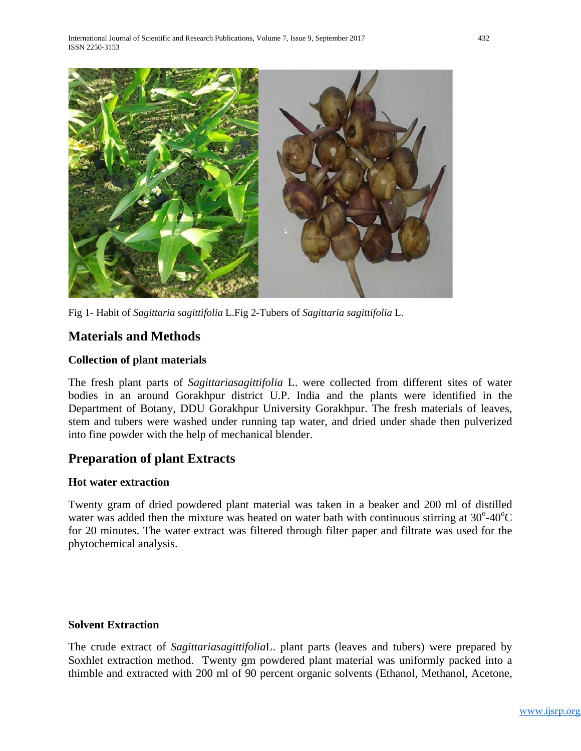Fig 1- Habit of *Sagittaria sagittifolia* L.Fig 2-Tubers of *Sagittaria sagittifolia* L.

## Materials and Methods

### Collection of plant materials

The fresh plant parts of *Sagittariasagittifolia* L. were collected from different sites of water bodies in an around Gorakhpur district U.P. India and the plants were identified in the Department of Botany, DDU Gorakhpur University Gorakhpur. The fresh materials of leaves, stem and tubers were washed under running tap water, and dried under shade then pulverized into fine powder with the help of mechanical blender.

## Preparation of plant Extracts

### Hot water extraction

Twenty gram of dried powdered plant material was taken in a beaker and 200 ml of distilled water was added then the mixture was heated on water bath with continuous stirring at $30^{o}$-$40^{o}C$ for 20 minutes. The water extract was filtered through filter paper and filtrate was used for the phytochemical analysis.

### Solvent Extraction

The crude extract of *Sagittariasagittifolia*L. plant parts (leaves and tubers) were prepared by Soxhlet extraction method. Twenty gm powdered plant material was uniformly packed into a thimble and extracted with 200 ml of 90 percent organic solvents (Ethanol, Methanol, Acetone,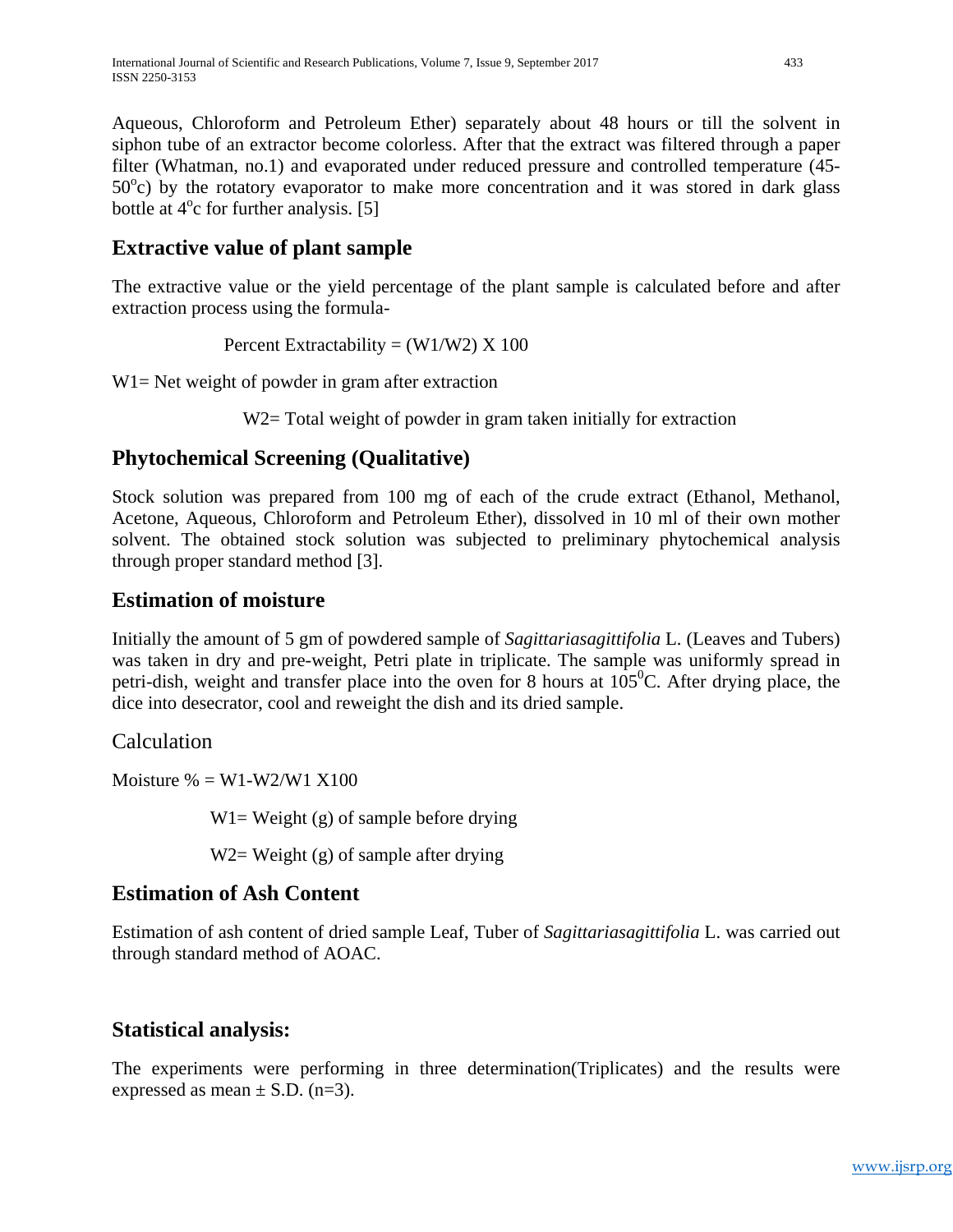Aqueous, Chloroform and Petroleum Ether) separately about 48 hours or till the solvent in siphon tube of an extractor become colorless. After that the extract was filtered through a paper filter (Whatman, no.1) and evaporated under reduced pressure and controlled temperature (45-50°c) by the rotatory evaporator to make more concentration and it was stored in dark glass bottle at 4°c for further analysis. [5]

## Extractive value of plant sample

The extractive value or the yield percentage of the plant sample is calculated before and after extraction process using the formula-

Percent Extractability = (W1/W2) X 100

W1= Net weight of powder in gram after extraction

W2= Total weight of powder in gram taken initially for extraction

## Phytochemical Screening (Qualitative)

Stock solution was prepared from 100 mg of each of the crude extract (Ethanol, Methanol, Acetone, Aqueous, Chloroform and Petroleum Ether), dissolved in 10 ml of their own mother solvent. The obtained stock solution was subjected to preliminary phytochemical analysis through proper standard method [3].

## Estimation of moisture

Initially the amount of 5 gm of powdered sample of *Sagittariasagittifolia* L. (Leaves and Tubers) was taken in dry and pre-weight, Petri plate in triplicate. The sample was uniformly spread in petri-dish, weight and transfer place into the oven for 8 hours at 105$^0$C. After drying place, the dice into desecrator, cool and reweight the dish and its dried sample.

Calculation

Moisture % = W1-W2/W1 X100

W1= Weight (g) of sample before drying

W2= Weight (g) of sample after drying

## Estimation of Ash Content

Estimation of ash content of dried sample Leaf, Tuber of *Sagittariasagittifolia* L. was carried out through standard method of AOAC.

## Statistical analysis:

The experiments were performing in three determination(Triplicates) and the results were expressed as mean ± S.D. (n=3).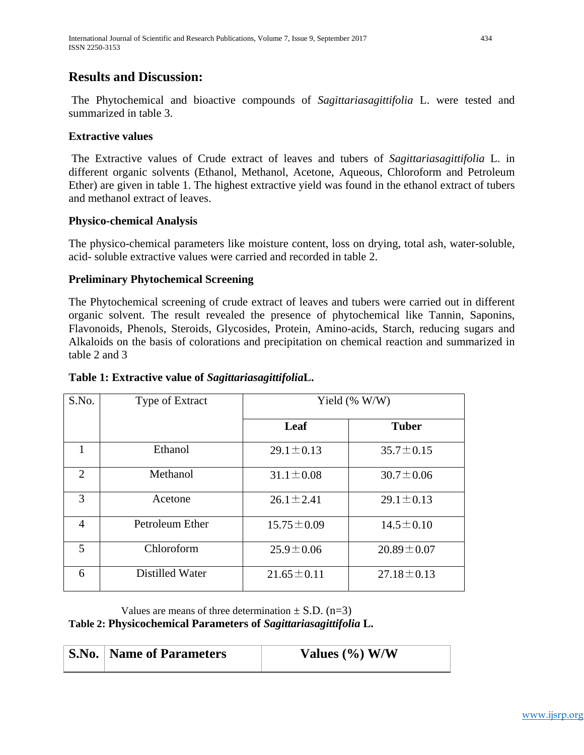## Results and Discussion:

The Phytochemical and bioactive compounds of *Sagittariasagittifolia* L. were tested and summarized in table 3.

### Extractive values

The Extractive values of Crude extract of leaves and tubers of *Sagittariasagittifolia* L. in different organic solvents (Ethanol, Methanol, Acetone, Aqueous, Chloroform and Petroleum Ether) are given in table 1. The highest extractive yield was found in the ethanol extract of tubers and methanol extract of leaves.

### Physico-chemical Analysis

The physico-chemical parameters like moisture content, loss on drying, total ash, water-soluble, acid- soluble extractive values were carried and recorded in table 2.

### Preliminary Phytochemical Screening

The Phytochemical screening of crude extract of leaves and tubers were carried out in different organic solvent. The result revealed the presence of phytochemical like Tannin, Saponins, Flavonoids, Phenols, Steroids, Glycosides, Protein, Amino-acids, Starch, reducing sugars and Alkaloids on the basis of colorations and precipitation on chemical reaction and summarized in table 2 and 3

**Table 1: Extractive value of *Sagittariasagittifolia*L.**

| S.No. | Type of Extract | Yield (% W/W) | |
|---|---|---|---|
| | | **Leaf** | **Tuber** |
| 1 | Ethanol | 29.1±0.13 | 35.7±0.15 |
| 2 | Methanol | 31.1±0.08 | 30.7±0.06 |
| 3 | Acetone | 26.1±2.41 | 29.1±0.13 |
| 4 | Petroleum Ether | 15.75±0.09 | 14.5±0.10 |
| 5 | Chloroform | 25.9±0.06 | 20.89±0.07 |
| 6 | Distilled Water | 21.65±0.11 | 27.18±0.13 |

Values are means of three determination ± S.D. (n=3)

**Table 2: Physicochemical Parameters of *Sagittariasagittifolia* L.**

| S.No. | Name of Parameters | Values (%) W/W |
|---|---|---|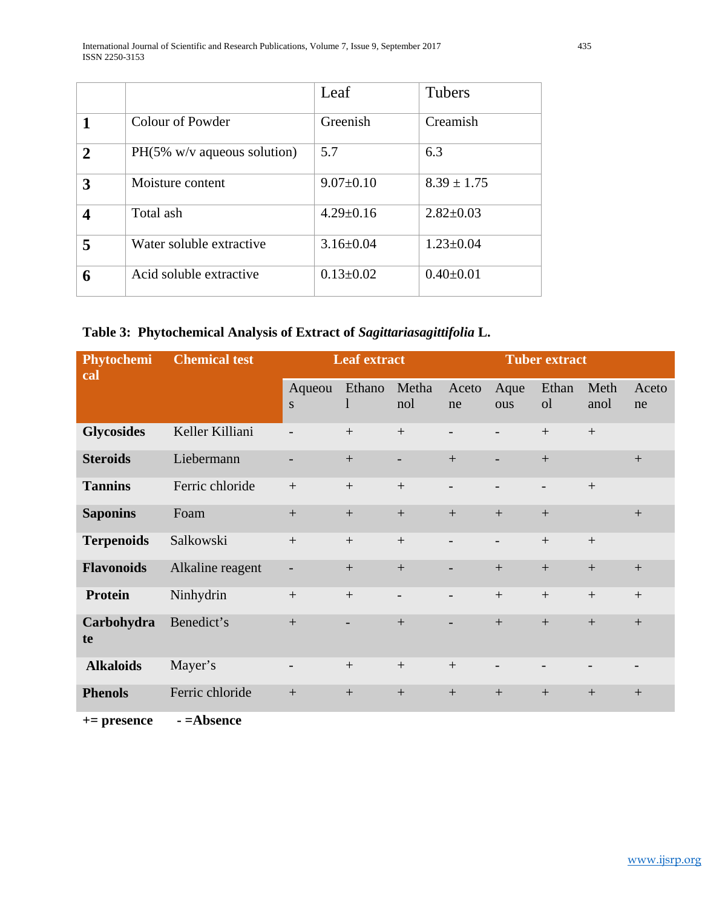| | | Leaf | Tubers |
|---|---|---|---|
| **1** | Colour of Powder | Greenish | Creamish |
| **2** | PH(5% w/v aqueous solution) | 5.7 | 6.3 |
| **3** | Moisture content | 9.07±0.10 | 8.39 ± 1.75 |
| **4** | Total ash | 4.29±0.16 | 2.82±0.03 |
| **5** | Water soluble extractive | 3.16±0.04 | 1.23±0.04 |
| **6** | Acid soluble extractive | 0.13±0.02 | 0.40±0.01 |

**Table 3: Phytochemical Analysis of Extract of *Sagittariasagittifolia* L.**

| **Phytochemical** | **Chemical test** | **Leaf extract** | | | | **Tuber extract** | | | |
|---|---|---|---|---|---|---|---|---|---|
| | | Aqueous | Ethanol | Methanol | Acetone | Aqueous | Ethanol | Methanol | Acetone |
| **Glycosides** | Keller Killiani | - | + | + | - | - | + | + | |
| **Steroids** | Liebermann | - | + | - | + | - | + | | + |
| **Tannins** | Ferric chloride | + | + | + | - | - | - | + | |
| **Saponins** | Foam | + | + | + | + | + | + | | + |
| **Terpenoids** | Salkowski | + | + | + | - | - | + | + | |
| **Flavonoids** | Alkaline reagent | - | + | + | - | + | + | + | + |
| **Protein** | Ninhydrin | + | + | - | - | + | + | + | + |
| **Carbohydrate** | Benedict's | + | - | + | - | + | + | + | + |
| **Alkaloids** | Mayer's | - | + | + | + | - | - | - | - |
| **Phenols** | Ferric chloride | + | + | + | + | + | + | + | + |

**+= presence** **- =Absence**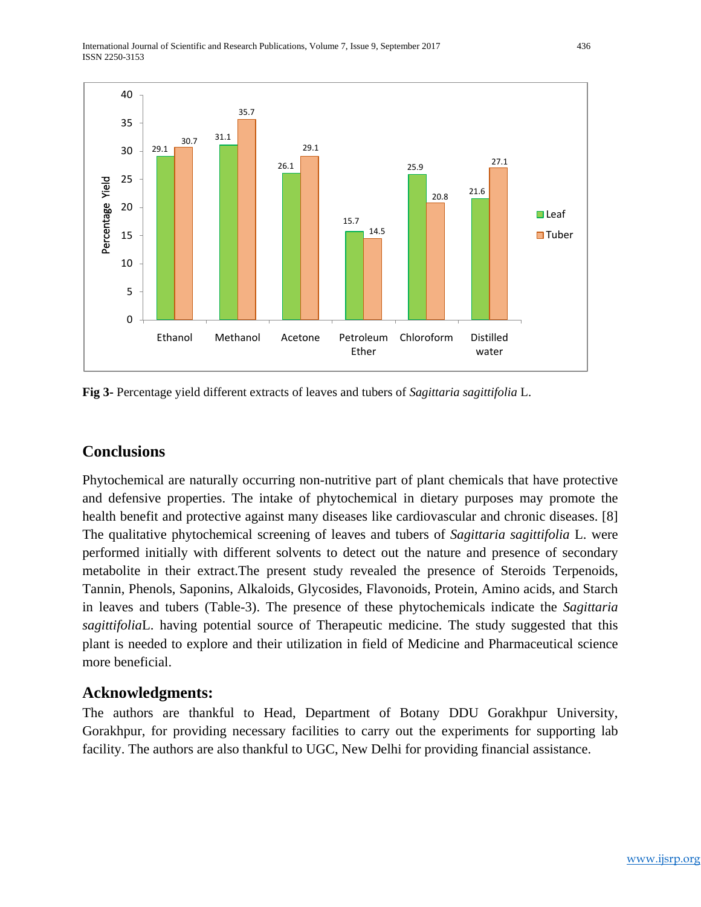Fig 3- Percentage yield different extracts of leaves and tubers of *Sagittaria sagittifolia* L.

## Conclusions

Phytochemical are naturally occurring non-nutritive part of plant chemicals that have protective and defensive properties. The intake of phytochemical in dietary purposes may promote the health benefit and protective against many diseases like cardiovascular and chronic diseases. [8] The qualitative phytochemical screening of leaves and tubers of *Sagittaria sagittifolia* L. were performed initially with different solvents to detect out the nature and presence of secondary metabolite in their extract.The present study revealed the presence of Steroids Terpenoids, Tannin, Phenols, Saponins, Alkaloids, Glycosides, Flavonoids, Protein, Amino acids, and Starch in leaves and tubers (Table-3). The presence of these phytochemicals indicate the *Sagittaria sagittifolia*L. having potential source of Therapeutic medicine. The study suggested that this plant is needed to explore and their utilization in field of Medicine and Pharmaceutical science more beneficial.

## Acknowledgments:

The authors are thankful to Head, Department of Botany DDU Gorakhpur University, Gorakhpur, for providing necessary facilities to carry out the experiments for supporting lab facility. The authors are also thankful to UGC, New Delhi for providing financial assistance.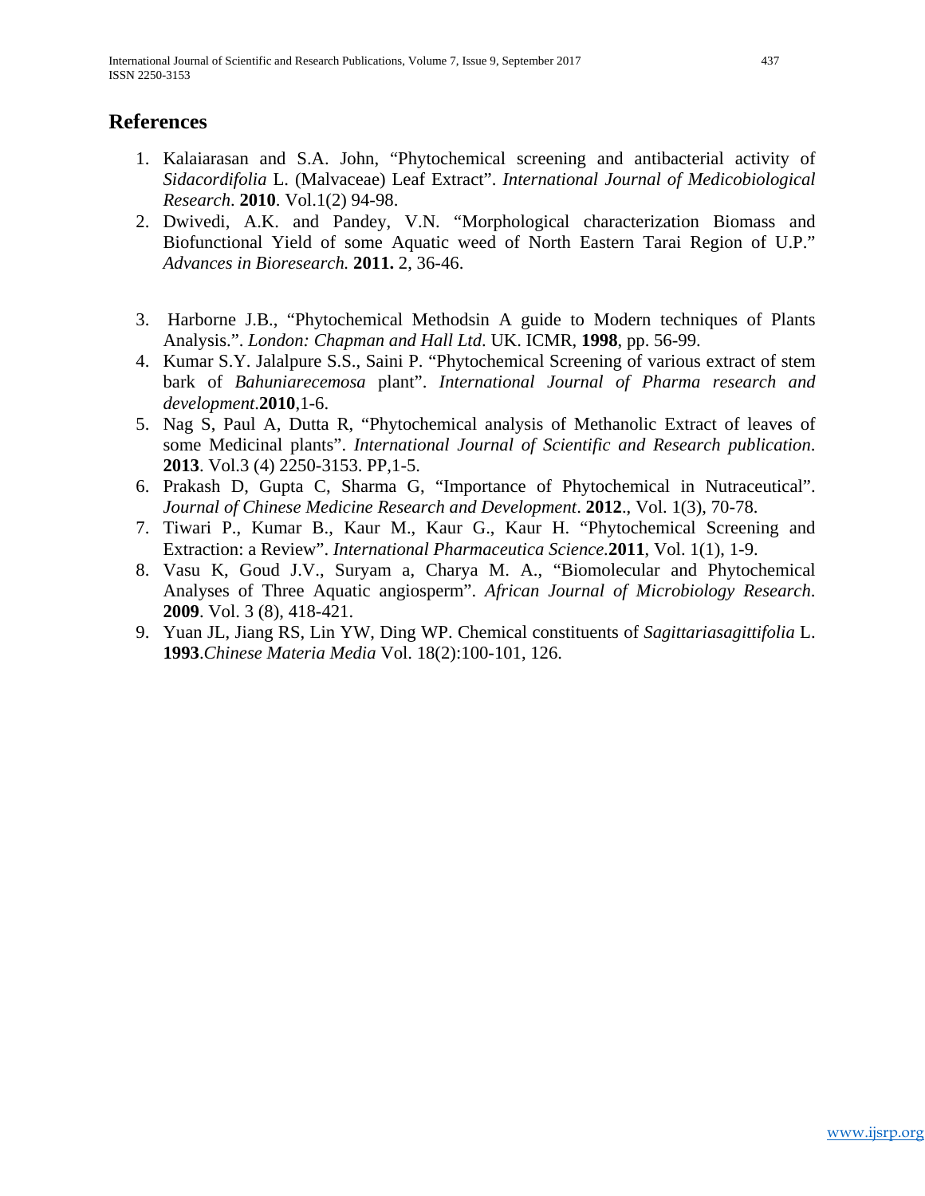## References

1. Kalaiarasan and S.A. John, "Phytochemical screening and antibacterial activity of *Sidacordifolia* L. (Malvaceae) Leaf Extract". *International Journal of Medicobiological Research*. **2010**. Vol.1(2) 94-98.
2. Dwivedi, A.K. and Pandey, V.N. "Morphological characterization Biomass and Biofunctional Yield of some Aquatic weed of North Eastern Tarai Region of U.P." *Advances in Bioresearch.* **2011.** 2, 36-46.
3. Harborne J.B., "Phytochemical Methodsin A guide to Modern techniques of Plants Analysis.". *London: Chapman and Hall Ltd.* UK. ICMR, **1998**, pp. 56-99.
4. Kumar S.Y. Jalalpure S.S., Saini P. "Phytochemical Screening of various extract of stem bark of *Bahuniarecemosa* plant". *International Journal of Pharma research and development*.**2010**,1-6.
5. Nag S, Paul A, Dutta R, "Phytochemical analysis of Methanolic Extract of leaves of some Medicinal plants". *International Journal of Scientific and Research publication*. **2013**. Vol.3 (4) 2250-3153. PP,1-5.
6. Prakash D, Gupta C, Sharma G, "Importance of Phytochemical in Nutraceutical". *Journal of Chinese Medicine Research and Development*. **2012**., Vol. 1(3), 70-78.
7. Tiwari P., Kumar B., Kaur M., Kaur G., Kaur H. "Phytochemical Screening and Extraction: a Review". *International Pharmaceutica Science.***2011**, Vol. 1(1), 1-9.
8. Vasu K, Goud J.V., Suryam a, Charya M. A., "Biomolecular and Phytochemical Analyses of Three Aquatic angiosperm". *African Journal of Microbiology Research*. **2009**. Vol. 3 (8), 418-421.
9. Yuan JL, Jiang RS, Lin YW, Ding WP. Chemical constituents of *Sagittariasagittifolia* L. **1993**.*Chinese Materia Media* Vol. 18(2):100-101, 126.